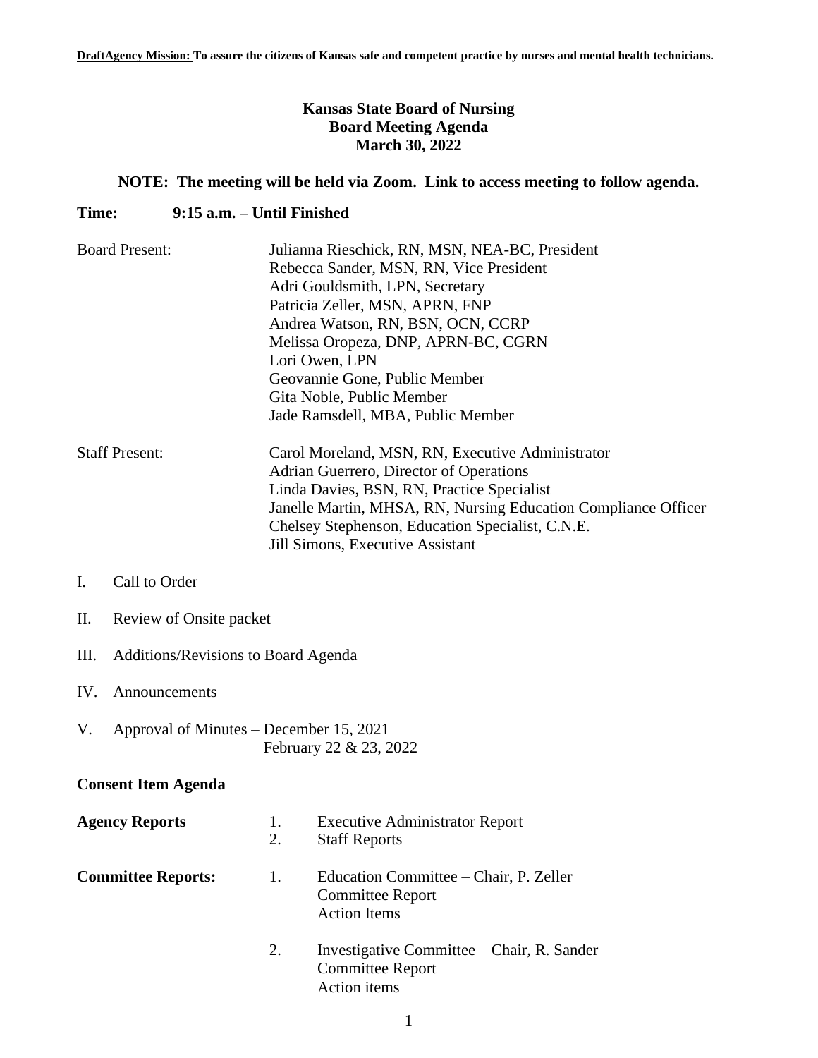**DraftAgency Mission:** **To assure the citizens of Kansas safe and competent practice by nurses and mental health technicians.**

# Kansas State Board of Nursing
## Board Meeting Agenda
## March 30, 2022

**NOTE: The meeting will be held via Zoom. Link to access meeting to follow agenda.**

**Time: 9:15 a.m. – Until Finished**

Board Present:
- Julianna Rieschick, RN, MSN, NEA-BC, President
- Rebecca Sander, MSN, RN, Vice President
- Adri Gouldsmith, LPN, Secretary
- Patricia Zeller, MSN, APRN, FNP
- Andrea Watson, RN, BSN, OCN, CCRP
- Melissa Oropeza, DNP, APRN-BC, CGRN
- Lori Owen, LPN
- Geovannie Gone, Public Member
- Gita Noble, Public Member
- Jade Ramsdell, MBA, Public Member

Staff Present:
- Carol Moreland, MSN, RN, Executive Administrator
- Adrian Guerrero, Director of Operations
- Linda Davies, BSN, RN, Practice Specialist
- Janelle Martin, MHSA, RN, Nursing Education Compliance Officer
- Chelsey Stephenson, Education Specialist, C.N.E.
- Jill Simons, Executive Assistant

I. Call to Order

II. Review of Onsite packet

III. Additions/Revisions to Board Agenda

IV. Announcements

V. Approval of Minutes – December 15, 2021
   February 22 & 23, 2022

**Consent Item Agenda**

**Agency Reports**
1. Executive Administrator Report
2. Staff Reports

**Committee Reports:**
1. Education Committee – Chair, P. Zeller
   Committee Report
   Action Items
2. Investigative Committee – Chair, R. Sander
   Committee Report
   Action items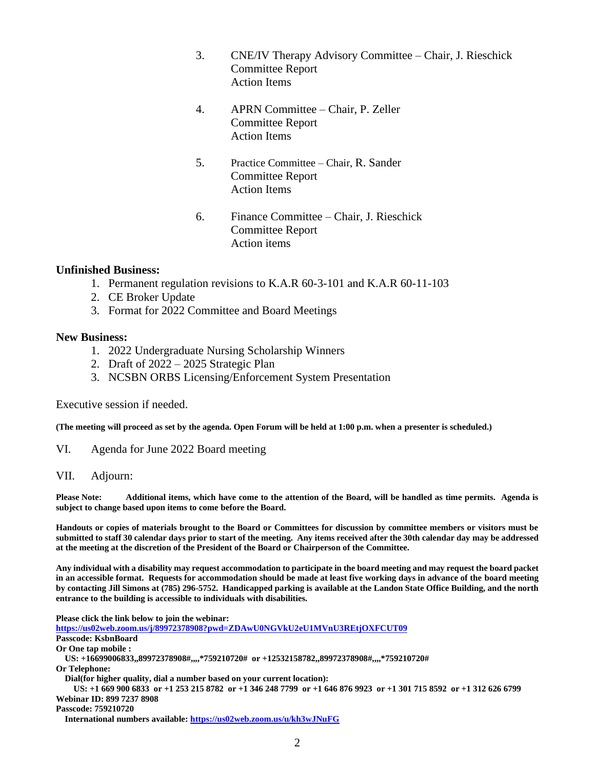3. CNE/IV Therapy Advisory Committee – Chair, J. Rieschick
   Committee Report
   Action Items

4. APRN Committee – Chair, P. Zeller
   Committee Report
   Action Items

5. Practice Committee – Chair, R. Sander
   Committee Report
   Action Items

6. Finance Committee – Chair, J. Rieschick
   Committee Report
   Action items

**Unfinished Business:**

1. Permanent regulation revisions to K.A.R 60-3-101 and K.A.R 60-11-103
2. CE Broker Update
3. Format for 2022 Committee and Board Meetings

**New Business:**

1. 2022 Undergraduate Nursing Scholarship Winners
2. Draft of 2022 – 2025 Strategic Plan
3. NCSBN ORBS Licensing/Enforcement System Presentation

Executive session if needed.

**(The meeting will proceed as set by the agenda. Open Forum will be held at 1:00 p.m. when a presenter is scheduled.)**

VI. Agenda for June 2022 Board meeting

VII. Adjourn:

**Please Note: Additional items, which have come to the attention of the Board, will be handled as time permits. Agenda is subject to change based upon items to come before the Board.**

**Handouts or copies of materials brought to the Board or Committees for discussion by committee members or visitors must be submitted to staff 30 calendar days prior to start of the meeting. Any items received after the 30th calendar day may be addressed at the meeting at the discretion of the President of the Board or Chairperson of the Committee.**

**Any individual with a disability may request accommodation to participate in the board meeting and may request the board packet in an accessible format. Requests for accommodation should be made at least five working days in advance of the board meeting by contacting Jill Simons at (785) 296-5752. Handicapped parking is available at the Landon State Office Building, and the north entrance to the building is accessible to individuals with disabilities.**

**Please click the link below to join the webinar:**
**https://us02web.zoom.us/j/89972378908?pwd=ZDAwU0NGVkU2eU1MVnU3REtjOXFCUT09**
**Passcode: KsbnBoard**
**Or One tap mobile :**
**US: +16699006833,,89972378908#,,,,*759210720# or +12532158782,,89972378908#,,,,*759210720#**
**Or Telephone:**
**Dial(for higher quality, dial a number based on your current location):**
**US: +1 669 900 6833 or +1 253 215 8782 or +1 346 248 7799 or +1 646 876 9923 or +1 301 715 8592 or +1 312 626 6799**
**Webinar ID: 899 7237 8908**
**Passcode: 759210720**
**International numbers available: https://us02web.zoom.us/u/kh3wJNuFG**